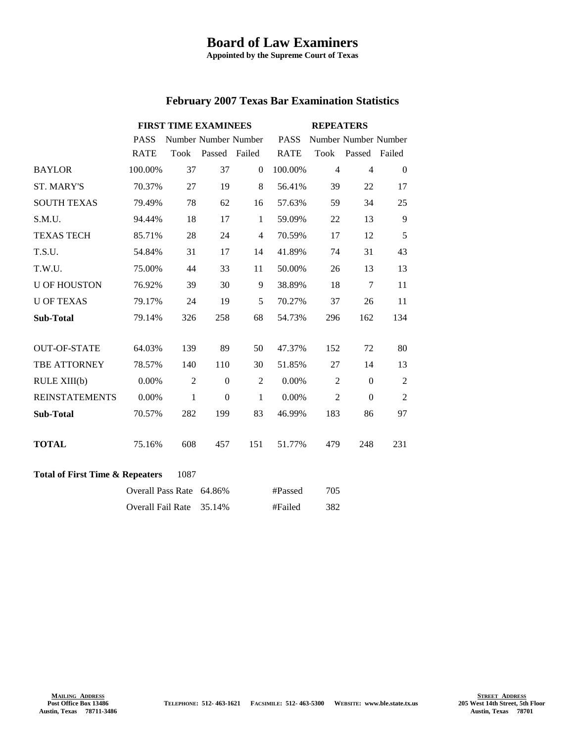# Board of Law Examiners

**Appointed by the Supreme Court of Texas**

## February 2007 Texas Bar Examination Statistics

| | FIRST TIME EXAMINEES | | | | REPEATERS | | | |
|---|---|---|---|---|---|---|---|---|
| | PASS RATE | Number Took | Number Passed | Number Failed | PASS RATE | Number Took | Number Passed | Number Failed |
| BAYLOR | 100.00% | 37 | 37 | 0 | 100.00% | 4 | 4 | 0 |
| ST. MARY'S | 70.37% | 27 | 19 | 8 | 56.41% | 39 | 22 | 17 |
| SOUTH TEXAS | 79.49% | 78 | 62 | 16 | 57.63% | 59 | 34 | 25 |
| S.M.U. | 94.44% | 18 | 17 | 1 | 59.09% | 22 | 13 | 9 |
| TEXAS TECH | 85.71% | 28 | 24 | 4 | 70.59% | 17 | 12 | 5 |
| T.S.U. | 54.84% | 31 | 17 | 14 | 41.89% | 74 | 31 | 43 |
| T.W.U. | 75.00% | 44 | 33 | 11 | 50.00% | 26 | 13 | 13 |
| U OF HOUSTON | 76.92% | 39 | 30 | 9 | 38.89% | 18 | 7 | 11 |
| U OF TEXAS | 79.17% | 24 | 19 | 5 | 70.27% | 37 | 26 | 11 |
| **Sub-Total** | 79.14% | 326 | 258 | 68 | 54.73% | 296 | 162 | 134 |
| OUT-OF-STATE | 64.03% | 139 | 89 | 50 | 47.37% | 152 | 72 | 80 |
| TBE ATTORNEY | 78.57% | 140 | 110 | 30 | 51.85% | 27 | 14 | 13 |
| RULE XIII(b) | 0.00% | 2 | 0 | 2 | 0.00% | 2 | 0 | 2 |
| REINSTATEMENTS | 0.00% | 1 | 0 | 1 | 0.00% | 2 | 0 | 2 |
| **Sub-Total** | 70.57% | 282 | 199 | 83 | 46.99% | 183 | 86 | 97 |
| **TOTAL** | 75.16% | 608 | 457 | 151 | 51.77% | 479 | 248 | 231 |

**Total of First Time & Repeaters** 1087

| | | | |
|---|---|---|---|
| Overall Pass Rate | 64.86% | #Passed | 705 |
| Overall Fail Rate | 35.14% | #Failed | 382 |

**Mailing Address**
Post Office Box 13486
Austin, Texas 78711-3486

Telephone: 512-463-1621 Facsimile: 512-463-5300 Website: www.ble.state.tx.us

**Street Address**
205 West 14th Street, 5th Floor
Austin, Texas 78701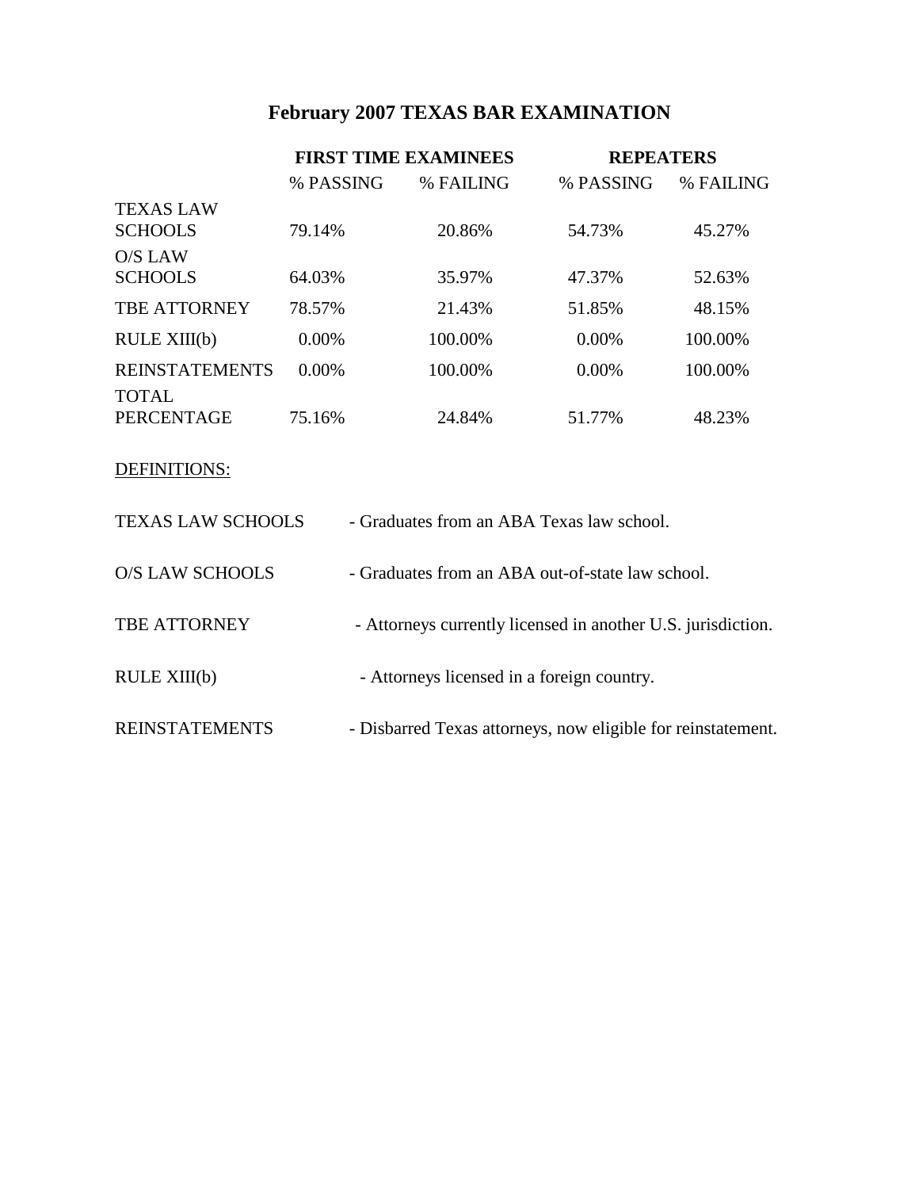# February 2007 TEXAS BAR EXAMINATION

| | FIRST TIME EXAMINEES | | REPEATERS | |
|---|---|---|---|---|
| | % PASSING | % FAILING | % PASSING | % FAILING |
| TEXAS LAW SCHOOLS | 79.14% | 20.86% | 54.73% | 45.27% |
| O/S LAW SCHOOLS | 64.03% | 35.97% | 47.37% | 52.63% |
| TBE ATTORNEY | 78.57% | 21.43% | 51.85% | 48.15% |
| RULE XIII(b) | 0.00% | 100.00% | 0.00% | 100.00% |
| REINSTATEMENTS | 0.00% | 100.00% | 0.00% | 100.00% |
| TOTAL PERCENTAGE | 75.16% | 24.84% | 51.77% | 48.23% |

DEFINITIONS:

TEXAS LAW SCHOOLS - Graduates from an ABA Texas law school.

O/S LAW SCHOOLS - Graduates from an ABA out-of-state law school.

TBE ATTORNEY - Attorneys currently licensed in another U.S. jurisdiction.

RULE XIII(b) - Attorneys licensed in a foreign country.

REINSTATEMENTS - Disbarred Texas attorneys, now eligible for reinstatement.